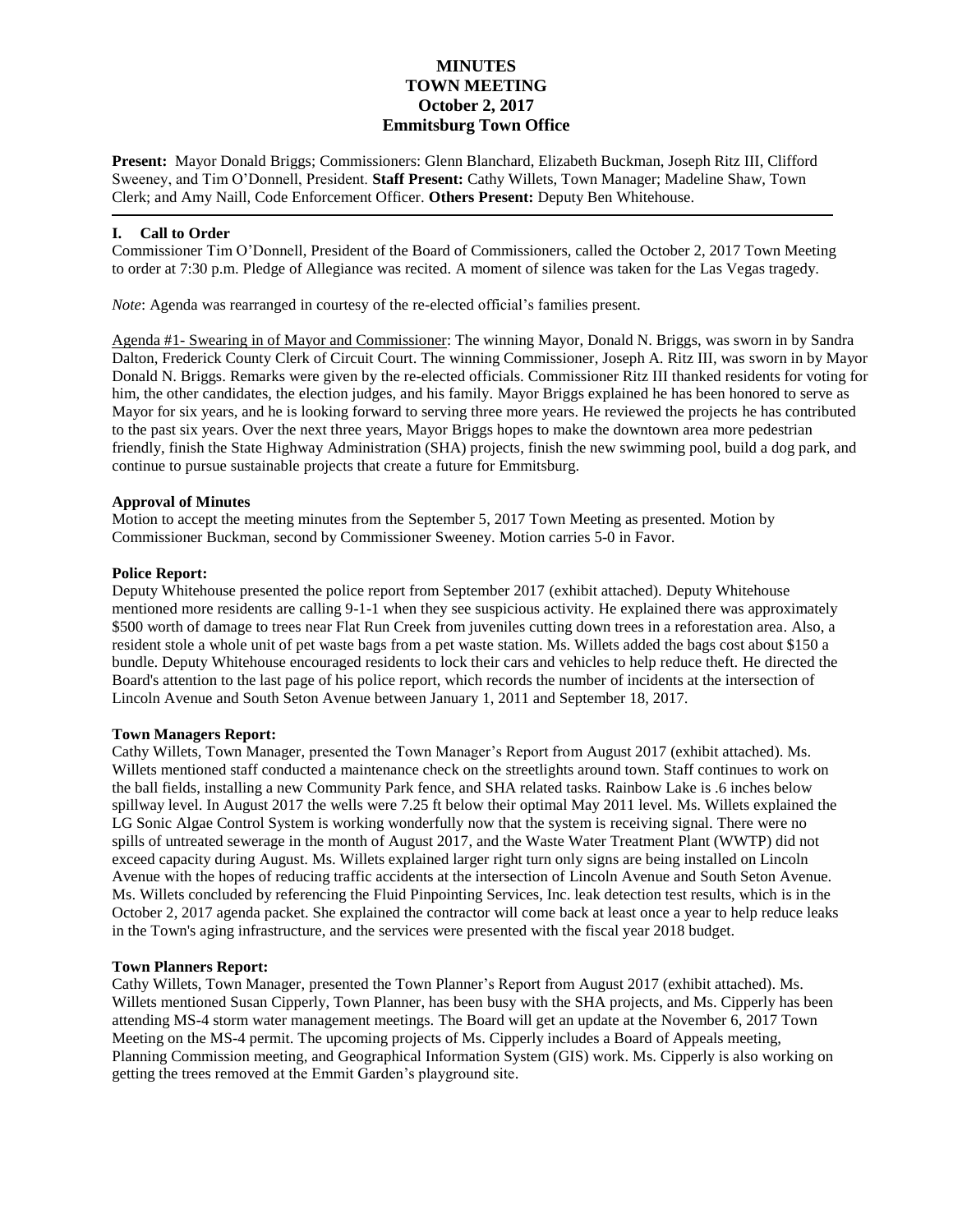# MINUTES
# TOWN MEETING
# October 2, 2017
# Emmitsburg Town Office

**Present:** Mayor Donald Briggs; Commissioners: Glenn Blanchard, Elizabeth Buckman, Joseph Ritz III, Clifford Sweeney, and Tim O'Donnell, President. **Staff Present:** Cathy Willets, Town Manager; Madeline Shaw, Town Clerk; and Amy Naill, Code Enforcement Officer. **Others Present:** Deputy Ben Whitehouse.

---

## I. Call to Order

Commissioner Tim O'Donnell, President of the Board of Commissioners, called the October 2, 2017 Town Meeting to order at 7:30 p.m. Pledge of Allegiance was recited. A moment of silence was taken for the Las Vegas tragedy.

*Note*: Agenda was rearranged in courtesy of the re-elected official's families present.

Agenda #1- Swearing in of Mayor and Commissioner: The winning Mayor, Donald N. Briggs, was sworn in by Sandra Dalton, Frederick County Clerk of Circuit Court. The winning Commissioner, Joseph A. Ritz III, was sworn in by Mayor Donald N. Briggs. Remarks were given by the re-elected officials. Commissioner Ritz III thanked residents for voting for him, the other candidates, the election judges, and his family. Mayor Briggs explained he has been honored to serve as Mayor for six years, and he is looking forward to serving three more years. He reviewed the projects he has contributed to the past six years. Over the next three years, Mayor Briggs hopes to make the downtown area more pedestrian friendly, finish the State Highway Administration (SHA) projects, finish the new swimming pool, build a dog park, and continue to pursue sustainable projects that create a future for Emmitsburg.

**Approval of Minutes**

Motion to accept the meeting minutes from the September 5, 2017 Town Meeting as presented. Motion by Commissioner Buckman, second by Commissioner Sweeney. Motion carries 5-0 in Favor.

**Police Report:**

Deputy Whitehouse presented the police report from September 2017 (exhibit attached). Deputy Whitehouse mentioned more residents are calling 9-1-1 when they see suspicious activity. He explained there was approximately $500 worth of damage to trees near Flat Run Creek from juveniles cutting down trees in a reforestation area. Also, a resident stole a whole unit of pet waste bags from a pet waste station. Ms. Willets added the bags cost about $150 a bundle. Deputy Whitehouse encouraged residents to lock their cars and vehicles to help reduce theft. He directed the Board's attention to the last page of his police report, which records the number of incidents at the intersection of Lincoln Avenue and South Seton Avenue between January 1, 2011 and September 18, 2017.

**Town Managers Report:**

Cathy Willets, Town Manager, presented the Town Manager's Report from August 2017 (exhibit attached). Ms. Willets mentioned staff conducted a maintenance check on the streetlights around town. Staff continues to work on the ball fields, installing a new Community Park fence, and SHA related tasks. Rainbow Lake is .6 inches below spillway level. In August 2017 the wells were 7.25 ft below their optimal May 2011 level. Ms. Willets explained the LG Sonic Algae Control System is working wonderfully now that the system is receiving signal. There were no spills of untreated sewerage in the month of August 2017, and the Waste Water Treatment Plant (WWTP) did not exceed capacity during August. Ms. Willets explained larger right turn only signs are being installed on Lincoln Avenue with the hopes of reducing traffic accidents at the intersection of Lincoln Avenue and South Seton Avenue. Ms. Willets concluded by referencing the Fluid Pinpointing Services, Inc. leak detection test results, which is in the October 2, 2017 agenda packet. She explained the contractor will come back at least once a year to help reduce leaks in the Town's aging infrastructure, and the services were presented with the fiscal year 2018 budget.

**Town Planners Report:**

Cathy Willets, Town Manager, presented the Town Planner's Report from August 2017 (exhibit attached). Ms. Willets mentioned Susan Cipperly, Town Planner, has been busy with the SHA projects, and Ms. Cipperly has been attending MS-4 storm water management meetings. The Board will get an update at the November 6, 2017 Town Meeting on the MS-4 permit. The upcoming projects of Ms. Cipperly includes a Board of Appeals meeting, Planning Commission meeting, and Geographical Information System (GIS) work. Ms. Cipperly is also working on getting the trees removed at the Emmit Garden's playground site.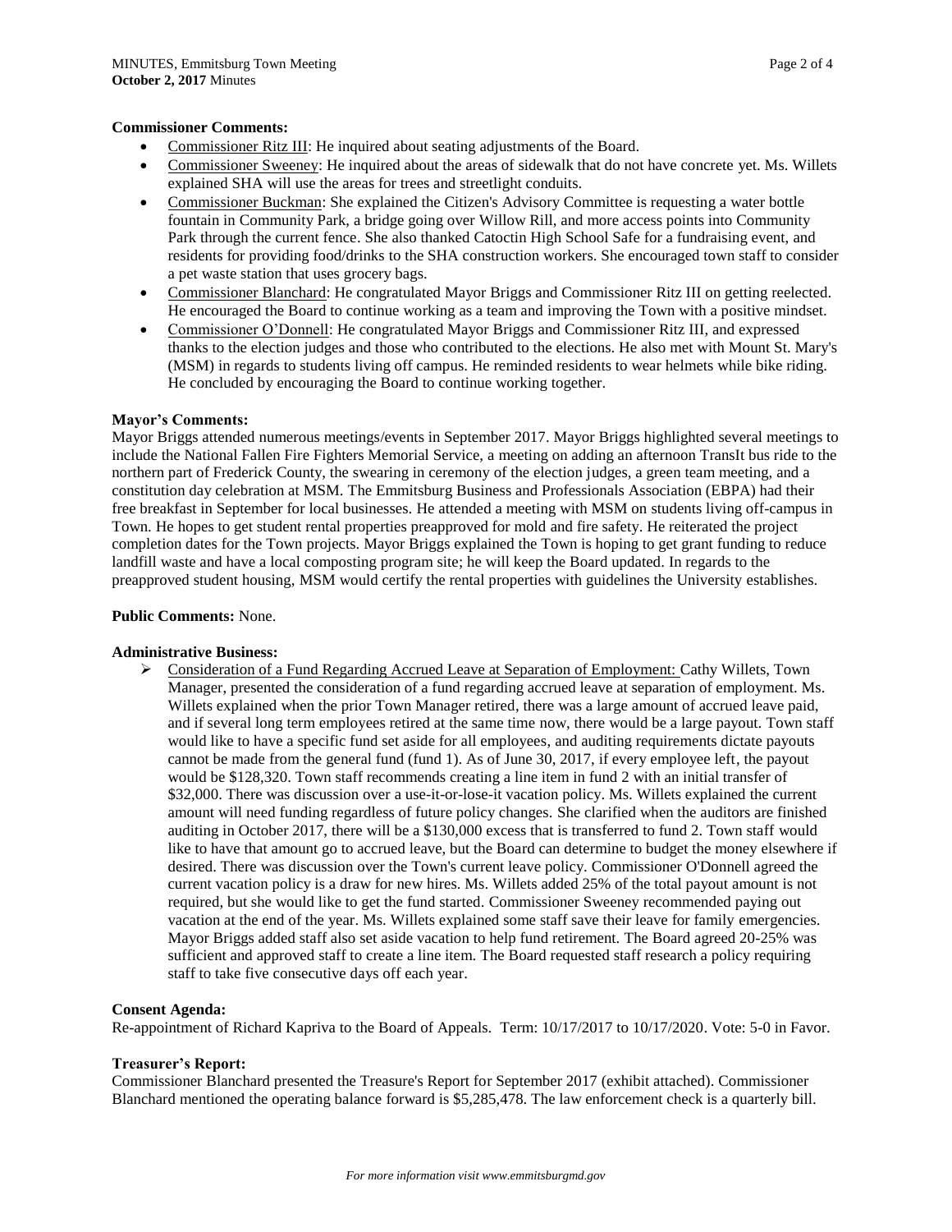**Commissioner Comments:**

- Commissioner Ritz III: He inquired about seating adjustments of the Board.
- Commissioner Sweeney: He inquired about the areas of sidewalk that do not have concrete yet. Ms. Willets explained SHA will use the areas for trees and streetlight conduits.
- Commissioner Buckman: She explained the Citizen's Advisory Committee is requesting a water bottle fountain in Community Park, a bridge going over Willow Rill, and more access points into Community Park through the current fence. She also thanked Catoctin High School Safe for a fundraising event, and residents for providing food/drinks to the SHA construction workers. She encouraged town staff to consider a pet waste station that uses grocery bags.
- Commissioner Blanchard: He congratulated Mayor Briggs and Commissioner Ritz III on getting reelected. He encouraged the Board to continue working as a team and improving the Town with a positive mindset.
- Commissioner O'Donnell: He congratulated Mayor Briggs and Commissioner Ritz III, and expressed thanks to the election judges and those who contributed to the elections. He also met with Mount St. Mary's (MSM) in regards to students living off campus. He reminded residents to wear helmets while bike riding. He concluded by encouraging the Board to continue working together.

**Mayor's Comments:**

Mayor Briggs attended numerous meetings/events in September 2017. Mayor Briggs highlighted several meetings to include the National Fallen Fire Fighters Memorial Service, a meeting on adding an afternoon TransIt bus ride to the northern part of Frederick County, the swearing in ceremony of the election judges, a green team meeting, and a constitution day celebration at MSM. The Emmitsburg Business and Professionals Association (EBPA) had their free breakfast in September for local businesses. He attended a meeting with MSM on students living off-campus in Town. He hopes to get student rental properties preapproved for mold and fire safety. He reiterated the project completion dates for the Town projects. Mayor Briggs explained the Town is hoping to get grant funding to reduce landfill waste and have a local composting program site; he will keep the Board updated. In regards to the preapproved student housing, MSM would certify the rental properties with guidelines the University establishes.

**Public Comments:** None.

**Administrative Business:**

- Consideration of a Fund Regarding Accrued Leave at Separation of Employment: Cathy Willets, Town Manager, presented the consideration of a fund regarding accrued leave at separation of employment. Ms. Willets explained when the prior Town Manager retired, there was a large amount of accrued leave paid, and if several long term employees retired at the same time now, there would be a large payout. Town staff would like to have a specific fund set aside for all employees, and auditing requirements dictate payouts cannot be made from the general fund (fund 1). As of June 30, 2017, if every employee left, the payout would be $128,320. Town staff recommends creating a line item in fund 2 with an initial transfer of $32,000. There was discussion over a use-it-or-lose-it vacation policy. Ms. Willets explained the current amount will need funding regardless of future policy changes. She clarified when the auditors are finished auditing in October 2017, there will be a $130,000 excess that is transferred to fund 2. Town staff would like to have that amount go to accrued leave, but the Board can determine to budget the money elsewhere if desired. There was discussion over the Town's current leave policy. Commissioner O'Donnell agreed the current vacation policy is a draw for new hires. Ms. Willets added 25% of the total payout amount is not required, but she would like to get the fund started. Commissioner Sweeney recommended paying out vacation at the end of the year. Ms. Willets explained some staff save their leave for family emergencies. Mayor Briggs added staff also set aside vacation to help fund retirement. The Board agreed 20-25% was sufficient and approved staff to create a line item. The Board requested staff research a policy requiring staff to take five consecutive days off each year.

**Consent Agenda:**

Re-appointment of Richard Kapriva to the Board of Appeals. Term: 10/17/2017 to 10/17/2020. Vote: 5-0 in Favor.

**Treasurer's Report:**

Commissioner Blanchard presented the Treasure's Report for September 2017 (exhibit attached). Commissioner Blanchard mentioned the operating balance forward is $5,285,478. The law enforcement check is a quarterly bill.

*For more information visit www.emmitsburgmd.gov*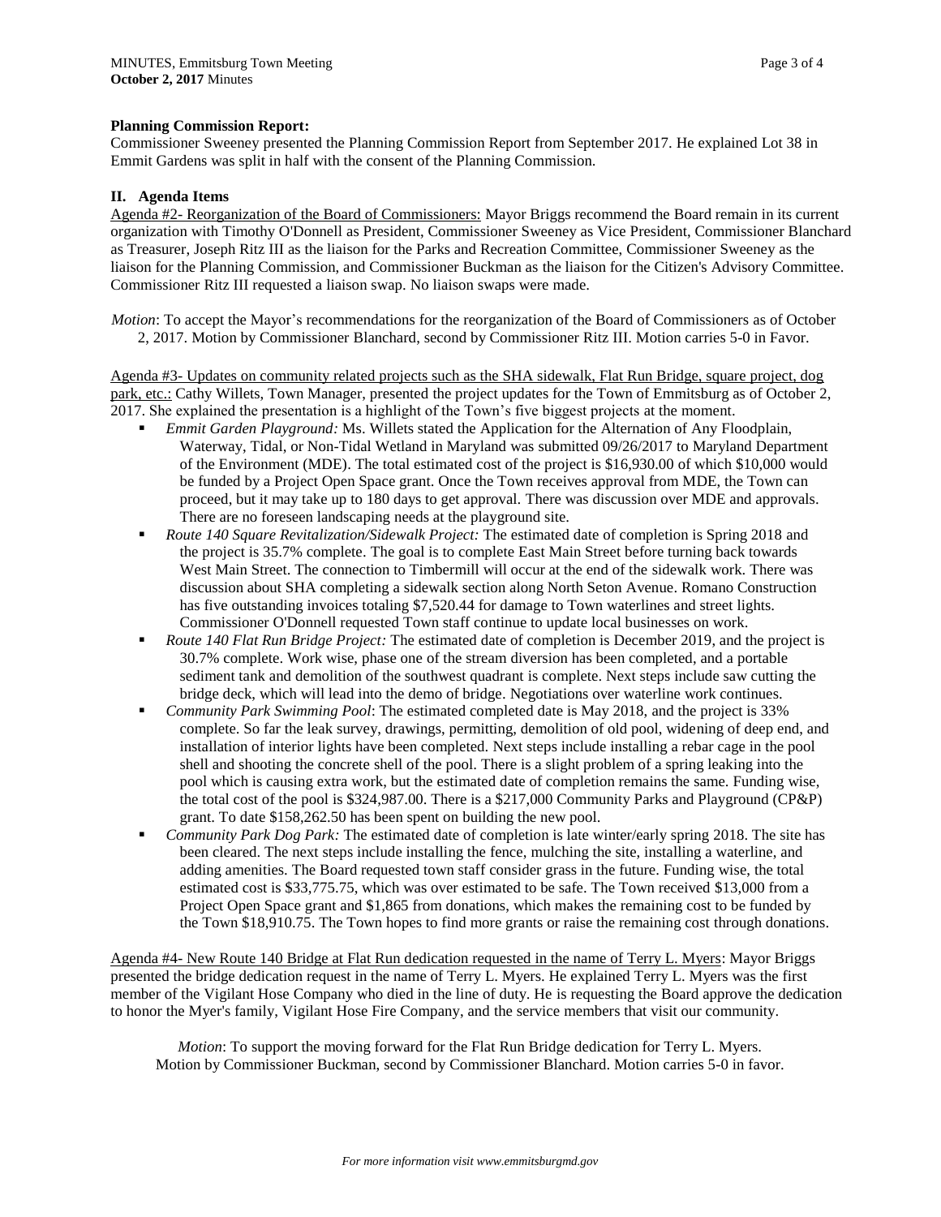**Planning Commission Report:**
Commissioner Sweeney presented the Planning Commission Report from September 2017. He explained Lot 38 in Emmit Gardens was split in half with the consent of the Planning Commission.

## II. Agenda Items

Agenda #2- Reorganization of the Board of Commissioners: Mayor Briggs recommend the Board remain in its current organization with Timothy O'Donnell as President, Commissioner Sweeney as Vice President, Commissioner Blanchard as Treasurer, Joseph Ritz III as the liaison for the Parks and Recreation Committee, Commissioner Sweeney as the liaison for the Planning Commission, and Commissioner Buckman as the liaison for the Citizen's Advisory Committee. Commissioner Ritz III requested a liaison swap. No liaison swaps were made.

*Motion*: To accept the Mayor's recommendations for the reorganization of the Board of Commissioners as of October 2, 2017. Motion by Commissioner Blanchard, second by Commissioner Ritz III. Motion carries 5-0 in Favor.

Agenda #3- Updates on community related projects such as the SHA sidewalk, Flat Run Bridge, square project, dog park, etc.: Cathy Willets, Town Manager, presented the project updates for the Town of Emmitsburg as of October 2, 2017. She explained the presentation is a highlight of the Town's five biggest projects at the moment.

- *Emmit Garden Playground:* Ms. Willets stated the Application for the Alternation of Any Floodplain, Waterway, Tidal, or Non-Tidal Wetland in Maryland was submitted 09/26/2017 to Maryland Department of the Environment (MDE). The total estimated cost of the project is $16,930.00 of which $10,000 would be funded by a Project Open Space grant. Once the Town receives approval from MDE, the Town can proceed, but it may take up to 180 days to get approval. There was discussion over MDE and approvals. There are no foreseen landscaping needs at the playground site.
- *Route 140 Square Revitalization/Sidewalk Project:* The estimated date of completion is Spring 2018 and the project is 35.7% complete. The goal is to complete East Main Street before turning back towards West Main Street. The connection to Timbermill will occur at the end of the sidewalk work. There was discussion about SHA completing a sidewalk section along North Seton Avenue. Romano Construction has five outstanding invoices totaling $7,520.44 for damage to Town waterlines and street lights. Commissioner O'Donnell requested Town staff continue to update local businesses on work.
- *Route 140 Flat Run Bridge Project:* The estimated date of completion is December 2019, and the project is 30.7% complete. Work wise, phase one of the stream diversion has been completed, and a portable sediment tank and demolition of the southwest quadrant is complete. Next steps include saw cutting the bridge deck, which will lead into the demo of bridge. Negotiations over waterline work continues.
- *Community Park Swimming Pool*: The estimated completed date is May 2018, and the project is 33% complete. So far the leak survey, drawings, permitting, demolition of old pool, widening of deep end, and installation of interior lights have been completed. Next steps include installing a rebar cage in the pool shell and shooting the concrete shell of the pool. There is a slight problem of a spring leaking into the pool which is causing extra work, but the estimated date of completion remains the same. Funding wise, the total cost of the pool is $324,987.00. There is a $217,000 Community Parks and Playground (CP&P) grant. To date $158,262.50 has been spent on building the new pool.
- *Community Park Dog Park:* The estimated date of completion is late winter/early spring 2018. The site has been cleared. The next steps include installing the fence, mulching the site, installing a waterline, and adding amenities. The Board requested town staff consider grass in the future. Funding wise, the total estimated cost is $33,775.75, which was over estimated to be safe. The Town received $13,000 from a Project Open Space grant and $1,865 from donations, which makes the remaining cost to be funded by the Town $18,910.75. The Town hopes to find more grants or raise the remaining cost through donations.

Agenda #4- New Route 140 Bridge at Flat Run dedication requested in the name of Terry L. Myers: Mayor Briggs presented the bridge dedication request in the name of Terry L. Myers. He explained Terry L. Myers was the first member of the Vigilant Hose Company who died in the line of duty. He is requesting the Board approve the dedication to honor the Myer's family, Vigilant Hose Fire Company, and the service members that visit our community.

*Motion*: To support the moving forward for the Flat Run Bridge dedication for Terry L. Myers. Motion by Commissioner Buckman, second by Commissioner Blanchard. Motion carries 5-0 in favor.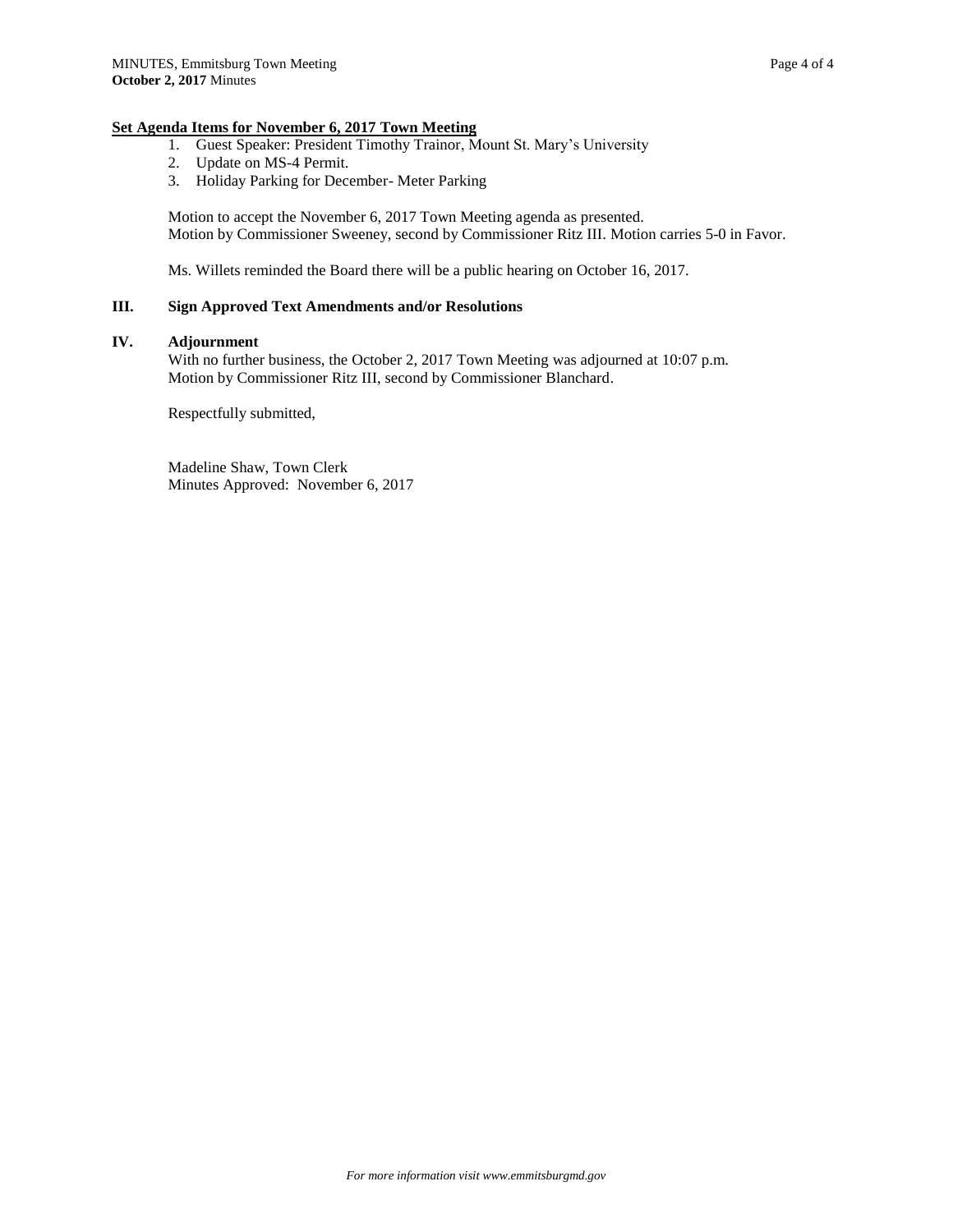**Set Agenda Items for November 6, 2017 Town Meeting**

1. Guest Speaker: President Timothy Trainor, Mount St. Mary's University
2. Update on MS-4 Permit.
3. Holiday Parking for December- Meter Parking

Motion to accept the November 6, 2017 Town Meeting agenda as presented.
Motion by Commissioner Sweeney, second by Commissioner Ritz III. Motion carries 5-0 in Favor.

Ms. Willets reminded the Board there will be a public hearing on October 16, 2017.

## III. Sign Approved Text Amendments and/or Resolutions

## IV. Adjournment

With no further business, the October 2, 2017 Town Meeting was adjourned at 10:07 p.m.
Motion by Commissioner Ritz III, second by Commissioner Blanchard.

Respectfully submitted,

Madeline Shaw, Town Clerk
Minutes Approved: November 6, 2017

*For more information visit www.emmitsburgmd.gov*